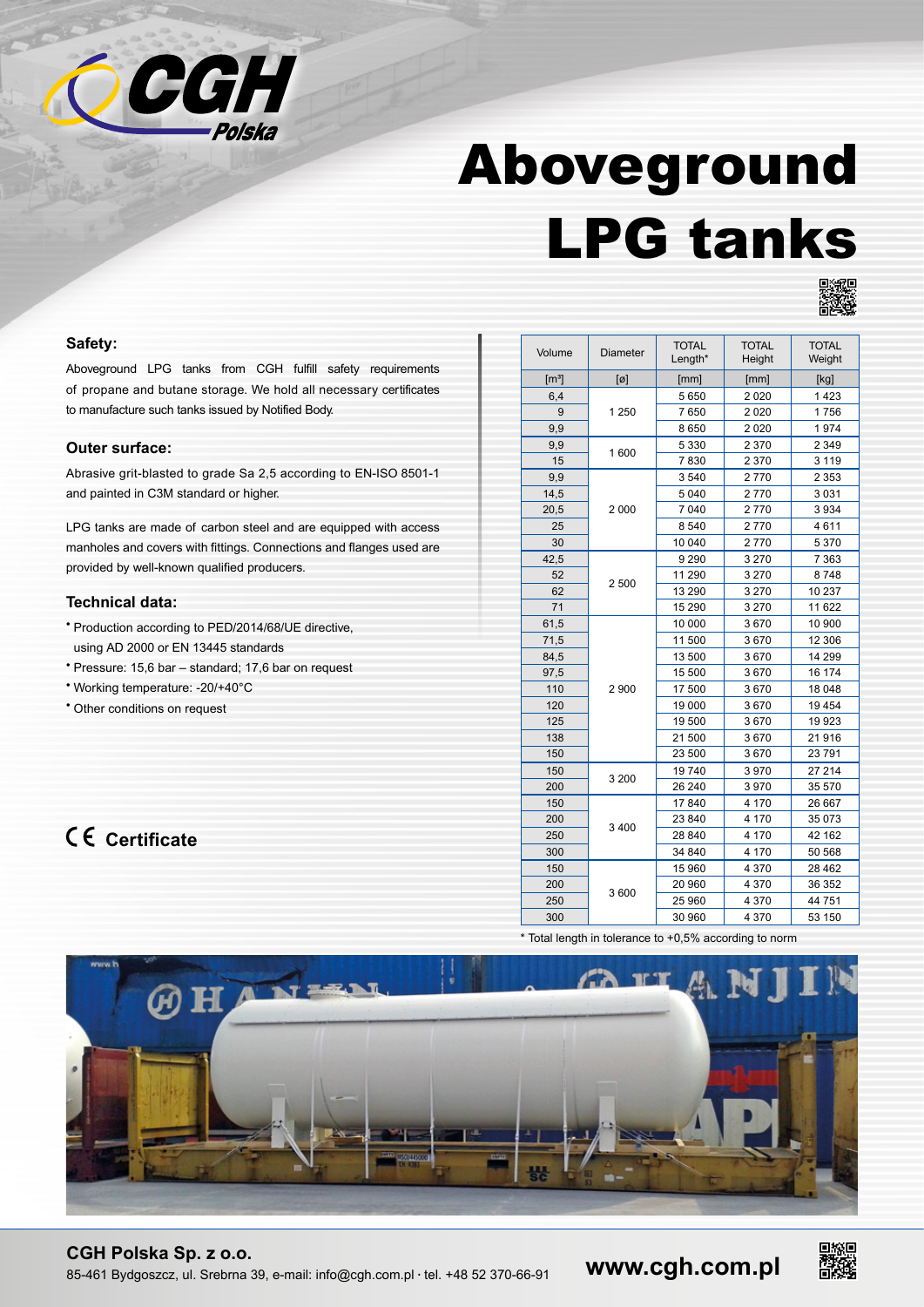# Aboveground LPG tanks

### Safety:

Aboveground LPG tanks from CGH fulfill safety requirements of propane and butane storage. We hold all necessary certificates to manufacture such tanks issued by Notified Body.

### Outer surface:

Abrasive grit-blasted to grade Sa 2,5 according to EN-ISO 8501-1 and painted in C3M standard or higher.

LPG tanks are made of carbon steel and are equipped with access manholes and covers with fittings. Connections and flanges used are provided by well-known qualified producers.

### Technical data:

- Production according to PED/2014/68/UE directive, using AD 2000 or EN 13445 standards
- Pressure: 15,6 bar – standard; 17,6 bar on request
- Working temperature: -20/+40°C
- Other conditions on request

CE **Certificate**

| Volume | Diameter | TOTAL Length* | TOTAL Height | TOTAL Weight |
|---|---|---|---|---|
| [m³] | [ø] | [mm] | [mm] | [kg] |
| 6,4 | 1 250 | 5 650 | 2 020 | 1 423 |
| 9 | | 7 650 | 2 020 | 1 756 |
| 9,9 | | 8 650 | 2 020 | 1 974 |
| 9,9 | 1 600 | 5 330 | 2 370 | 2 349 |
| 15 | | 7 830 | 2 370 | 3 119 |
| 9,9 | 2 000 | 3 540 | 2 770 | 2 353 |
| 14,5 | | 5 040 | 2 770 | 3 031 |
| 20,5 | | 7 040 | 2 770 | 3 934 |
| 25 | | 8 540 | 2 770 | 4 611 |
| 30 | | 10 040 | 2 770 | 5 370 |
| 42,5 | 2 500 | 9 290 | 3 270 | 7 363 |
| 52 | | 11 290 | 3 270 | 8 748 |
| 62 | | 13 290 | 3 270 | 10 237 |
| 71 | | 15 290 | 3 270 | 11 622 |
| 61,5 | 2 900 | 10 000 | 3 670 | 10 900 |
| 71,5 | | 11 500 | 3 670 | 12 306 |
| 84,5 | | 13 500 | 3 670 | 14 299 |
| 97,5 | | 15 500 | 3 670 | 16 174 |
| 110 | | 17 500 | 3 670 | 18 048 |
| 120 | | 19 000 | 3 670 | 19 454 |
| 125 | | 19 500 | 3 670 | 19 923 |
| 138 | | 21 500 | 3 670 | 21 916 |
| 150 | | 23 500 | 3 670 | 23 791 |
| 150 | 3 200 | 19 740 | 3 970 | 27 214 |
| 200 | | 26 240 | 3 970 | 35 570 |
| 150 | 3 400 | 17 840 | 4 170 | 26 667 |
| 200 | | 23 840 | 4 170 | 35 073 |
| 250 | | 28 840 | 4 170 | 42 162 |
| 300 | | 34 840 | 4 170 | 50 568 |
| 150 | 3 600 | 15 960 | 4 370 | 28 462 |
| 200 | | 20 960 | 4 370 | 36 352 |
| 250 | | 25 960 | 4 370 | 44 751 |
| 300 | | 30 960 | 4 370 | 53 150 |

* Total length in tolerance to +0,5% according to norm

**CGH Polska Sp. z o.o.**
85-461 Bydgoszcz, ul. Srebrna 39, e-mail: info@cgh.com.pl · tel. +48 52 370-66-91

**www.cgh.com.pl**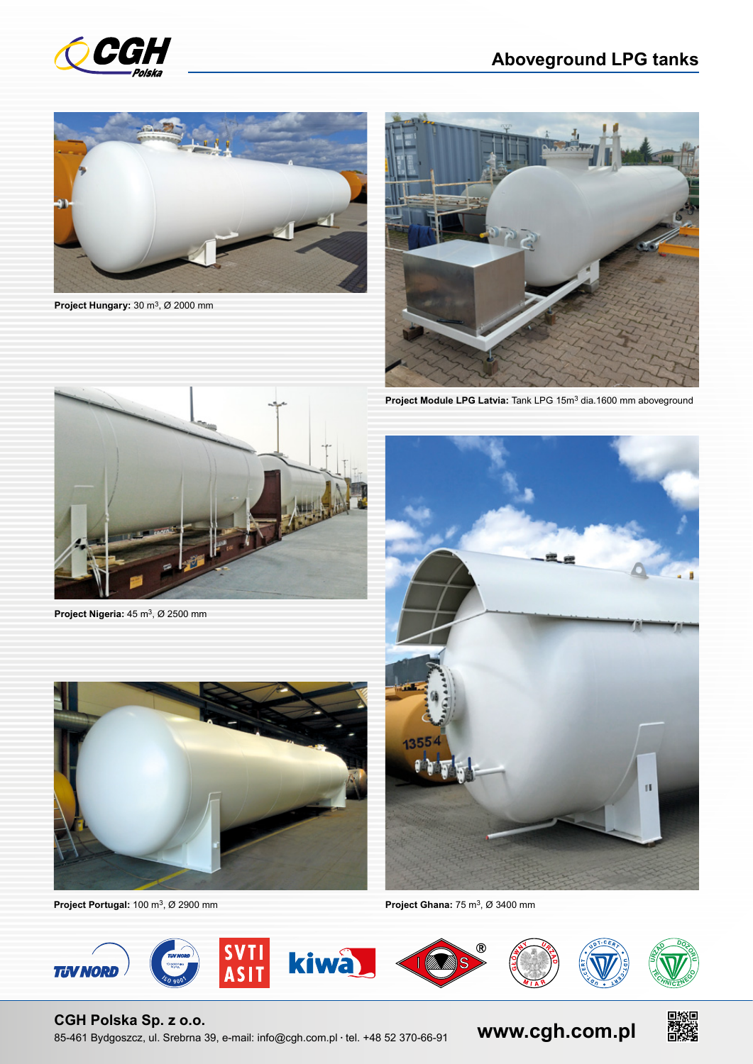# Aboveground LPG tanks

**Project Hungary:** 30 m$^3$, Ø 2000 mm

**Project Module LPG Latvia:** Tank LPG 15m$^3$ dia.1600 mm aboveground

**Project Nigeria:** 45 m$^3$, Ø 2500 mm

**Project Portugal:** 100 m$^3$, Ø 2900 mm

**Project Ghana:** 75 m$^3$, Ø 3400 mm

**CGH Polska Sp. z o.o.**

85-461 Bydgoszcz, ul. Srebrna 39, e-mail: info@cgh.com.pl · tel. +48 52 370-66-91

**www.cgh.com.pl**